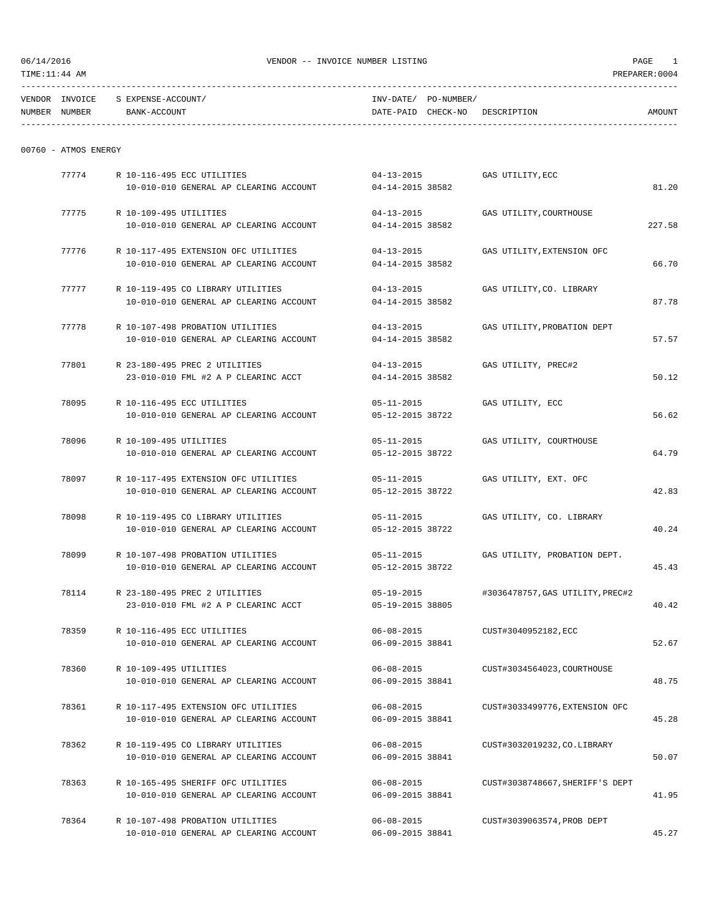VENDOR -- INVOICE NUMBER LISTING

06/14/2016
TIME:11:44 AM
PREPARER:0004

| VENDOR NUMBER | INVOICE NUMBER | S | EXPENSE-ACCOUNT/ BANK-ACCOUNT | INV-DATE/ DATE-PAID | PO-NUMBER/ CHECK-NO | DESCRIPTION | AMOUNT |
|---|---|---|---|---|---|---|---|
| 00760 - ATMOS ENERGY | | | | | | | |
| | 77774 | R | 10-116-495 ECC UTILITIES | 04-13-2015 | | GAS UTILITY,ECC | |
| | | | 10-010-010 GENERAL AP CLEARING ACCOUNT | 04-14-2015 | 38582 | | 81.20 |
| | 77775 | R | 10-109-495 UTILITIES | 04-13-2015 | | GAS UTILITY,COURTHOUSE | |
| | | | 10-010-010 GENERAL AP CLEARING ACCOUNT | 04-14-2015 | 38582 | | 227.58 |
| | 77776 | R | 10-117-495 EXTENSION OFC UTILITIES | 04-13-2015 | | GAS UTILITY,EXTENSION OFC | |
| | | | 10-010-010 GENERAL AP CLEARING ACCOUNT | 04-14-2015 | 38582 | | 66.70 |
| | 77777 | R | 10-119-495 CO LIBRARY UTILITIES | 04-13-2015 | | GAS UTILITY,CO. LIBRARY | |
| | | | 10-010-010 GENERAL AP CLEARING ACCOUNT | 04-14-2015 | 38582 | | 87.78 |
| | 77778 | R | 10-107-498 PROBATION UTILITIES | 04-13-2015 | | GAS UTILITY,PROBATION DEPT | |
| | | | 10-010-010 GENERAL AP CLEARING ACCOUNT | 04-14-2015 | 38582 | | 57.57 |
| | 77801 | R | 23-180-495 PREC 2 UTILITIES | 04-13-2015 | | GAS UTILITY, PREC#2 | |
| | | | 23-010-010 FML #2 A P CLEARINC ACCT | 04-14-2015 | 38582 | | 50.12 |
| | 78095 | R | 10-116-495 ECC UTILITIES | 05-11-2015 | | GAS UTILITY, ECC | |
| | | | 10-010-010 GENERAL AP CLEARING ACCOUNT | 05-12-2015 | 38722 | | 56.62 |
| | 78096 | R | 10-109-495 UTILITIES | 05-11-2015 | | GAS UTILITY, COURTHOUSE | |
| | | | 10-010-010 GENERAL AP CLEARING ACCOUNT | 05-12-2015 | 38722 | | 64.79 |
| | 78097 | R | 10-117-495 EXTENSION OFC UTILITIES | 05-11-2015 | | GAS UTILITY, EXT. OFC | |
| | | | 10-010-010 GENERAL AP CLEARING ACCOUNT | 05-12-2015 | 38722 | | 42.83 |
| | 78098 | R | 10-119-495 CO LIBRARY UTILITIES | 05-11-2015 | | GAS UTILITY, CO. LIBRARY | |
| | | | 10-010-010 GENERAL AP CLEARING ACCOUNT | 05-12-2015 | 38722 | | 40.24 |
| | 78099 | R | 10-107-498 PROBATION UTILITIES | 05-11-2015 | | GAS UTILITY, PROBATION DEPT. | |
| | | | 10-010-010 GENERAL AP CLEARING ACCOUNT | 05-12-2015 | 38722 | | 45.43 |
| | 78114 | R | 23-180-495 PREC 2 UTILITIES | 05-19-2015 | | #3036478757,GAS UTILITY,PREC#2 | |
| | | | 23-010-010 FML #2 A P CLEARINC ACCT | 05-19-2015 | 38805 | | 40.42 |
| | 78359 | R | 10-116-495 ECC UTILITIES | 06-08-2015 | | CUST#3040952182,ECC | |
| | | | 10-010-010 GENERAL AP CLEARING ACCOUNT | 06-09-2015 | 38841 | | 52.67 |
| | 78360 | R | 10-109-495 UTILITIES | 06-08-2015 | | CUST#3034564023,COURTHOUSE | |
| | | | 10-010-010 GENERAL AP CLEARING ACCOUNT | 06-09-2015 | 38841 | | 48.75 |
| | 78361 | R | 10-117-495 EXTENSION OFC UTILITIES | 06-08-2015 | | CUST#3033499776,EXTENSION OFC | |
| | | | 10-010-010 GENERAL AP CLEARING ACCOUNT | 06-09-2015 | 38841 | | 45.28 |
| | 78362 | R | 10-119-495 CO LIBRARY UTILITIES | 06-08-2015 | | CUST#3032019232,CO.LIBRARY | |
| | | | 10-010-010 GENERAL AP CLEARING ACCOUNT | 06-09-2015 | 38841 | | 50.07 |
| | 78363 | R | 10-165-495 SHERIFF OFC UTILITIES | 06-08-2015 | | CUST#3038748667,SHERIFF'S DEPT | |
| | | | 10-010-010 GENERAL AP CLEARING ACCOUNT | 06-09-2015 | 38841 | | 41.95 |
| | 78364 | R | 10-107-498 PROBATION UTILITIES | 06-08-2015 | | CUST#3039063574,PROB DEPT | |
| | | | 10-010-010 GENERAL AP CLEARING ACCOUNT | 06-09-2015 | 38841 | | 45.27 |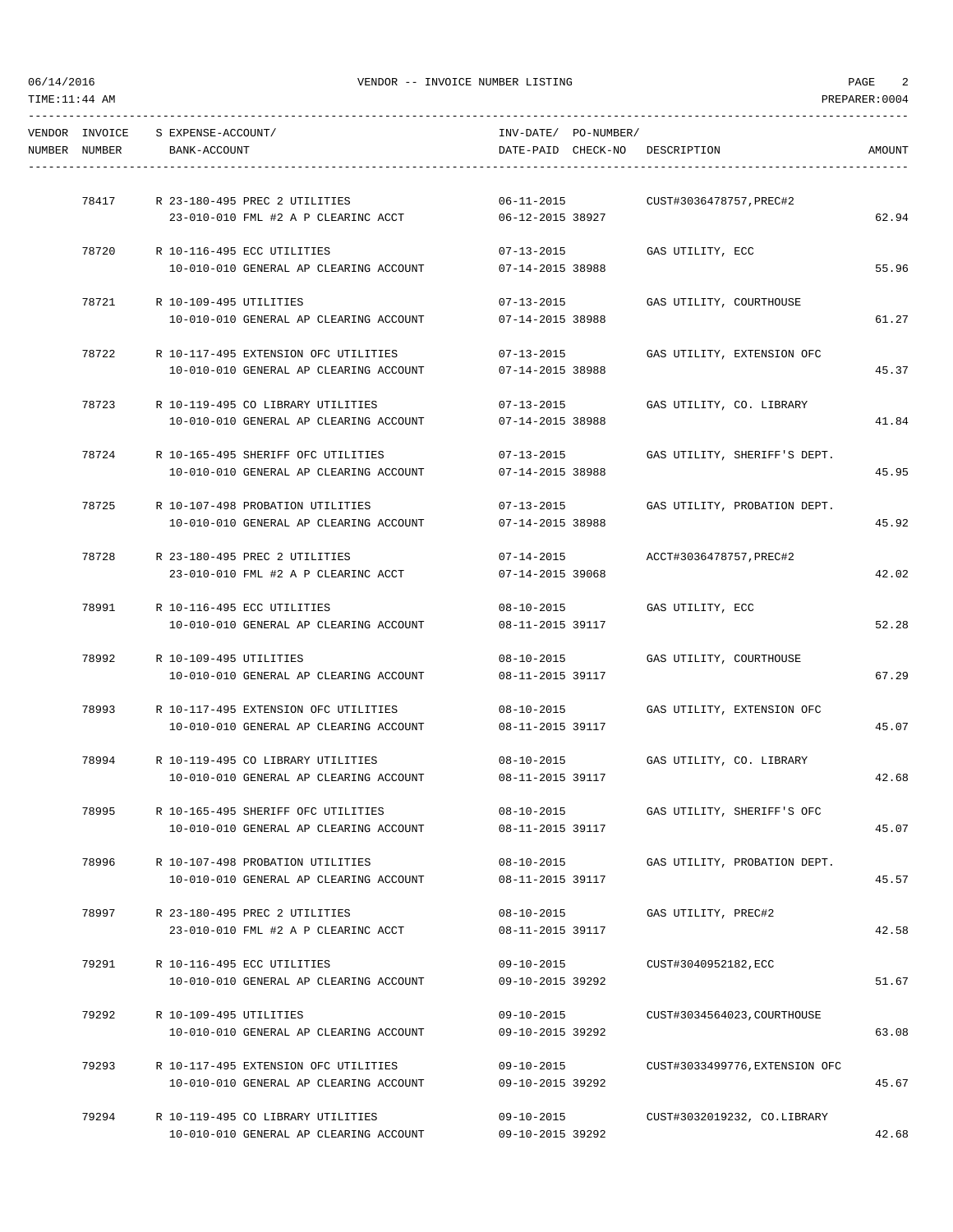| VENDOR NUMBER | INVOICE NUMBER | S | EXPENSE-ACCOUNT/ BANK-ACCOUNT | INV-DATE/ DATE-PAID | PO-NUMBER/ CHECK-NO | DESCRIPTION | AMOUNT |
|---|---|---|---|---|---|---|---|
| | 78417 | R | 23-180-495 PREC 2 UTILITIES | 06-11-2015 | | CUST#3036478757,PREC#2 | |
| | | | 23-010-010 FML #2 A P CLEARINC ACCT | 06-12-2015 | 38927 | | 62.94 |
| | 78720 | R | 10-116-495 ECC UTILITIES | 07-13-2015 | | GAS UTILITY, ECC | |
| | | | 10-010-010 GENERAL AP CLEARING ACCOUNT | 07-14-2015 | 38988 | | 55.96 |
| | 78721 | R | 10-109-495 UTILITIES | 07-13-2015 | | GAS UTILITY, COURTHOUSE | |
| | | | 10-010-010 GENERAL AP CLEARING ACCOUNT | 07-14-2015 | 38988 | | 61.27 |
| | 78722 | R | 10-117-495 EXTENSION OFC UTILITIES | 07-13-2015 | | GAS UTILITY, EXTENSION OFC | |
| | | | 10-010-010 GENERAL AP CLEARING ACCOUNT | 07-14-2015 | 38988 | | 45.37 |
| | 78723 | R | 10-119-495 CO LIBRARY UTILITIES | 07-13-2015 | | GAS UTILITY, CO. LIBRARY | |
| | | | 10-010-010 GENERAL AP CLEARING ACCOUNT | 07-14-2015 | 38988 | | 41.84 |
| | 78724 | R | 10-165-495 SHERIFF OFC UTILITIES | 07-13-2015 | | GAS UTILITY, SHERIFF'S DEPT. | |
| | | | 10-010-010 GENERAL AP CLEARING ACCOUNT | 07-14-2015 | 38988 | | 45.95 |
| | 78725 | R | 10-107-498 PROBATION UTILITIES | 07-13-2015 | | GAS UTILITY, PROBATION DEPT. | |
| | | | 10-010-010 GENERAL AP CLEARING ACCOUNT | 07-14-2015 | 38988 | | 45.92 |
| | 78728 | R | 23-180-495 PREC 2 UTILITIES | 07-14-2015 | | ACCT#3036478757,PREC#2 | |
| | | | 23-010-010 FML #2 A P CLEARINC ACCT | 07-14-2015 | 39068 | | 42.02 |
| | 78991 | R | 10-116-495 ECC UTILITIES | 08-10-2015 | | GAS UTILITY, ECC | |
| | | | 10-010-010 GENERAL AP CLEARING ACCOUNT | 08-11-2015 | 39117 | | 52.28 |
| | 78992 | R | 10-109-495 UTILITIES | 08-10-2015 | | GAS UTILITY, COURTHOUSE | |
| | | | 10-010-010 GENERAL AP CLEARING ACCOUNT | 08-11-2015 | 39117 | | 67.29 |
| | 78993 | R | 10-117-495 EXTENSION OFC UTILITIES | 08-10-2015 | | GAS UTILITY, EXTENSION OFC | |
| | | | 10-010-010 GENERAL AP CLEARING ACCOUNT | 08-11-2015 | 39117 | | 45.07 |
| | 78994 | R | 10-119-495 CO LIBRARY UTILITIES | 08-10-2015 | | GAS UTILITY, CO. LIBRARY | |
| | | | 10-010-010 GENERAL AP CLEARING ACCOUNT | 08-11-2015 | 39117 | | 42.68 |
| | 78995 | R | 10-165-495 SHERIFF OFC UTILITIES | 08-10-2015 | | GAS UTILITY, SHERIFF'S OFC | |
| | | | 10-010-010 GENERAL AP CLEARING ACCOUNT | 08-11-2015 | 39117 | | 45.07 |
| | 78996 | R | 10-107-498 PROBATION UTILITIES | 08-10-2015 | | GAS UTILITY, PROBATION DEPT. | |
| | | | 10-010-010 GENERAL AP CLEARING ACCOUNT | 08-11-2015 | 39117 | | 45.57 |
| | 78997 | R | 23-180-495 PREC 2 UTILITIES | 08-10-2015 | | GAS UTILITY, PREC#2 | |
| | | | 23-010-010 FML #2 A P CLEARINC ACCT | 08-11-2015 | 39117 | | 42.58 |
| | 79291 | R | 10-116-495 ECC UTILITIES | 09-10-2015 | | CUST#3040952182,ECC | |
| | | | 10-010-010 GENERAL AP CLEARING ACCOUNT | 09-10-2015 | 39292 | | 51.67 |
| | 79292 | R | 10-109-495 UTILITIES | 09-10-2015 | | CUST#3034564023,COURTHOUSE | |
| | | | 10-010-010 GENERAL AP CLEARING ACCOUNT | 09-10-2015 | 39292 | | 63.08 |
| | 79293 | R | 10-117-495 EXTENSION OFC UTILITIES | 09-10-2015 | | CUST#3033499776,EXTENSION OFC | |
| | | | 10-010-010 GENERAL AP CLEARING ACCOUNT | 09-10-2015 | 39292 | | 45.67 |
| | 79294 | R | 10-119-495 CO LIBRARY UTILITIES | 09-10-2015 | | CUST#3032019232, CO.LIBRARY | |
| | | | 10-010-010 GENERAL AP CLEARING ACCOUNT | 09-10-2015 | 39292 | | 42.68 |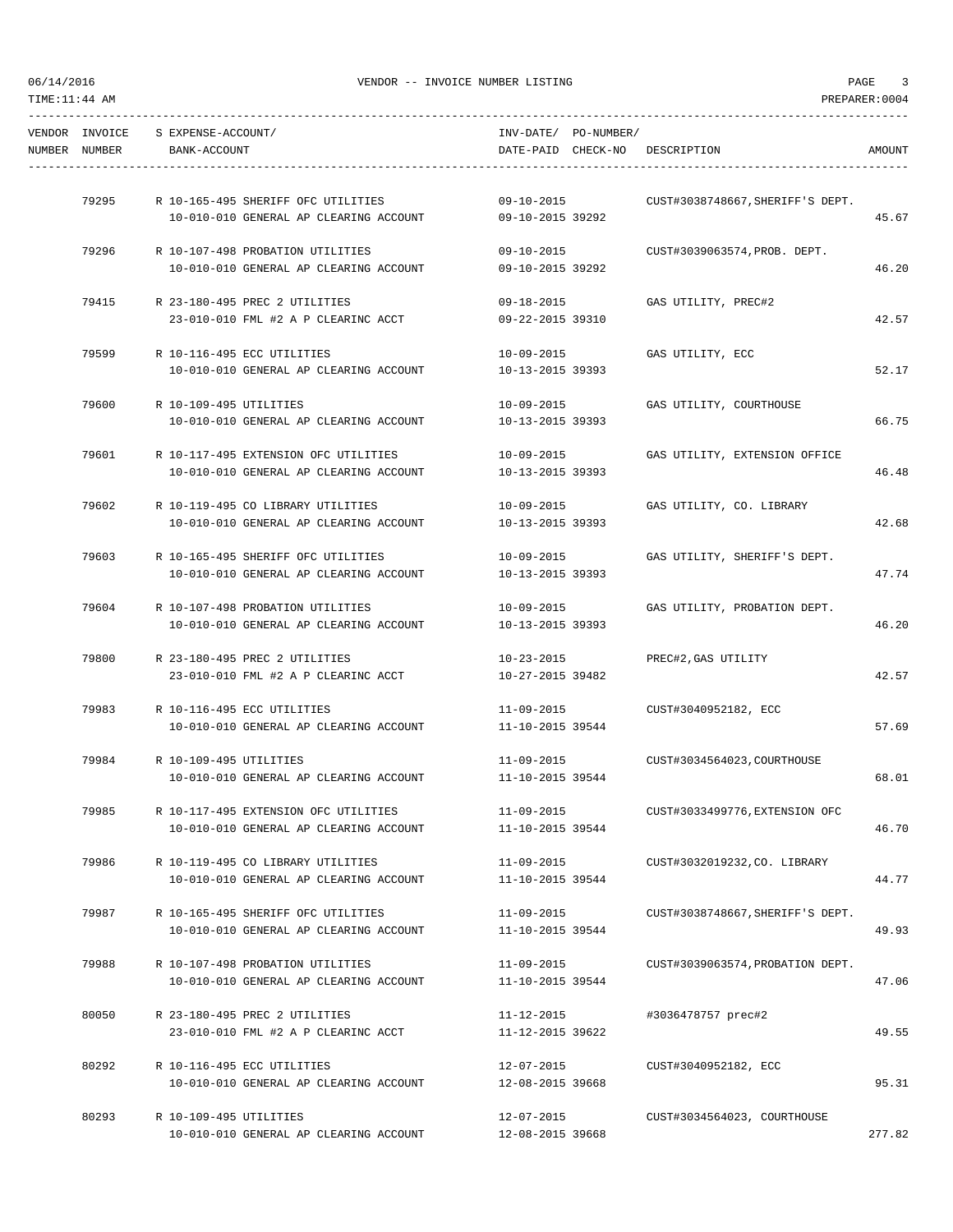| VENDOR NUMBER | INVOICE NUMBER | S | EXPENSE-ACCOUNT/ BANK-ACCOUNT | INV-DATE/ DATE-PAID | PO-NUMBER/ CHECK-NO | DESCRIPTION | AMOUNT |
|---|---|---|---|---|---|---|---|
| | 79295 | R | 10-165-495 SHERIFF OFC UTILITIES | 09-10-2015 | | CUST#3038748667,SHERIFF'S DEPT. | |
| | | | 10-010-010 GENERAL AP CLEARING ACCOUNT | 09-10-2015 | 39292 | | 45.67 |
| | 79296 | R | 10-107-498 PROBATION UTILITIES | 09-10-2015 | | CUST#3039063574,PROB. DEPT. | |
| | | | 10-010-010 GENERAL AP CLEARING ACCOUNT | 09-10-2015 | 39292 | | 46.20 |
| | 79415 | R | 23-180-495 PREC 2 UTILITIES | 09-18-2015 | | GAS UTILITY, PREC#2 | |
| | | | 23-010-010 FML #2 A P CLEARINC ACCT | 09-22-2015 | 39310 | | 42.57 |
| | 79599 | R | 10-116-495 ECC UTILITIES | 10-09-2015 | | GAS UTILITY, ECC | |
| | | | 10-010-010 GENERAL AP CLEARING ACCOUNT | 10-13-2015 | 39393 | | 52.17 |
| | 79600 | R | 10-109-495 UTILITIES | 10-09-2015 | | GAS UTILITY, COURTHOUSE | |
| | | | 10-010-010 GENERAL AP CLEARING ACCOUNT | 10-13-2015 | 39393 | | 66.75 |
| | 79601 | R | 10-117-495 EXTENSION OFC UTILITIES | 10-09-2015 | | GAS UTILITY, EXTENSION OFFICE | |
| | | | 10-010-010 GENERAL AP CLEARING ACCOUNT | 10-13-2015 | 39393 | | 46.48 |
| | 79602 | R | 10-119-495 CO LIBRARY UTILITIES | 10-09-2015 | | GAS UTILITY, CO. LIBRARY | |
| | | | 10-010-010 GENERAL AP CLEARING ACCOUNT | 10-13-2015 | 39393 | | 42.68 |
| | 79603 | R | 10-165-495 SHERIFF OFC UTILITIES | 10-09-2015 | | GAS UTILITY, SHERIFF'S DEPT. | |
| | | | 10-010-010 GENERAL AP CLEARING ACCOUNT | 10-13-2015 | 39393 | | 47.74 |
| | 79604 | R | 10-107-498 PROBATION UTILITIES | 10-09-2015 | | GAS UTILITY, PROBATION DEPT. | |
| | | | 10-010-010 GENERAL AP CLEARING ACCOUNT | 10-13-2015 | 39393 | | 46.20 |
| | 79800 | R | 23-180-495 PREC 2 UTILITIES | 10-23-2015 | | PREC#2,GAS UTILITY | |
| | | | 23-010-010 FML #2 A P CLEARINC ACCT | 10-27-2015 | 39482 | | 42.57 |
| | 79983 | R | 10-116-495 ECC UTILITIES | 11-09-2015 | | CUST#3040952182, ECC | |
| | | | 10-010-010 GENERAL AP CLEARING ACCOUNT | 11-10-2015 | 39544 | | 57.69 |
| | 79984 | R | 10-109-495 UTILITIES | 11-09-2015 | | CUST#3034564023,COURTHOUSE | |
| | | | 10-010-010 GENERAL AP CLEARING ACCOUNT | 11-10-2015 | 39544 | | 68.01 |
| | 79985 | R | 10-117-495 EXTENSION OFC UTILITIES | 11-09-2015 | | CUST#3033499776,EXTENSION OFC | |
| | | | 10-010-010 GENERAL AP CLEARING ACCOUNT | 11-10-2015 | 39544 | | 46.70 |
| | 79986 | R | 10-119-495 CO LIBRARY UTILITIES | 11-09-2015 | | CUST#3032019232,CO. LIBRARY | |
| | | | 10-010-010 GENERAL AP CLEARING ACCOUNT | 11-10-2015 | 39544 | | 44.77 |
| | 79987 | R | 10-165-495 SHERIFF OFC UTILITIES | 11-09-2015 | | CUST#3038748667,SHERIFF'S DEPT. | |
| | | | 10-010-010 GENERAL AP CLEARING ACCOUNT | 11-10-2015 | 39544 | | 49.93 |
| | 79988 | R | 10-107-498 PROBATION UTILITIES | 11-09-2015 | | CUST#3039063574,PROBATION DEPT. | |
| | | | 10-010-010 GENERAL AP CLEARING ACCOUNT | 11-10-2015 | 39544 | | 47.06 |
| | 80050 | R | 23-180-495 PREC 2 UTILITIES | 11-12-2015 | | #3036478757 prec#2 | |
| | | | 23-010-010 FML #2 A P CLEARINC ACCT | 11-12-2015 | 39622 | | 49.55 |
| | 80292 | R | 10-116-495 ECC UTILITIES | 12-07-2015 | | CUST#3040952182, ECC | |
| | | | 10-010-010 GENERAL AP CLEARING ACCOUNT | 12-08-2015 | 39668 | | 95.31 |
| | 80293 | R | 10-109-495 UTILITIES | 12-07-2015 | | CUST#3034564023, COURTHOUSE | |
| | | | 10-010-010 GENERAL AP CLEARING ACCOUNT | 12-08-2015 | 39668 | | 277.82 |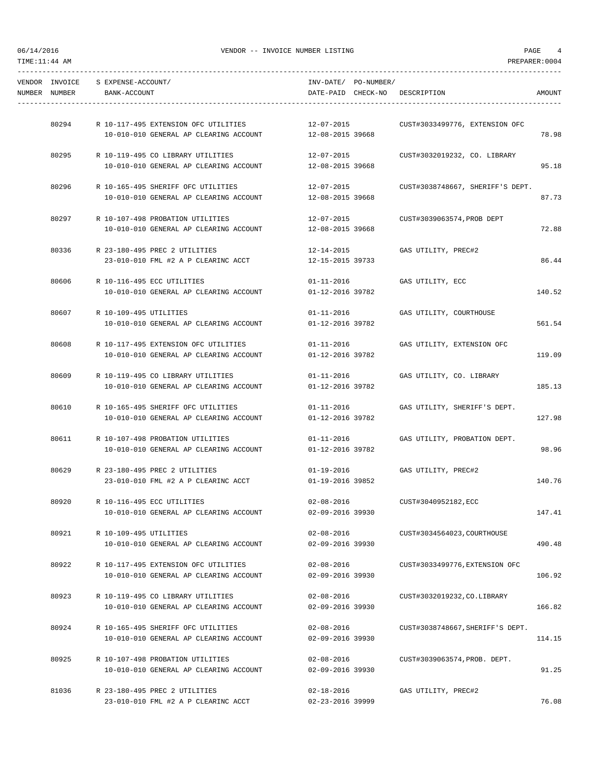| VENDOR NUMBER | INVOICE NUMBER | S | EXPENSE-ACCOUNT/ BANK-ACCOUNT | INV-DATE/ DATE-PAID | PO-NUMBER/ CHECK-NO | DESCRIPTION | AMOUNT |
|---|---|---|---|---|---|---|---|
| | 80294 | R | 10-117-495 EXTENSION OFC UTILITIES | 12-07-2015 | | CUST#3033499776, EXTENSION OFC | |
| | | | 10-010-010 GENERAL AP CLEARING ACCOUNT | 12-08-2015 | 39668 | | 78.98 |
| | 80295 | R | 10-119-495 CO LIBRARY UTILITIES | 12-07-2015 | | CUST#3032019232, CO. LIBRARY | |
| | | | 10-010-010 GENERAL AP CLEARING ACCOUNT | 12-08-2015 | 39668 | | 95.18 |
| | 80296 | R | 10-165-495 SHERIFF OFC UTILITIES | 12-07-2015 | | CUST#3038748667, SHERIFF'S DEPT. | |
| | | | 10-010-010 GENERAL AP CLEARING ACCOUNT | 12-08-2015 | 39668 | | 87.73 |
| | 80297 | R | 10-107-498 PROBATION UTILITIES | 12-07-2015 | | CUST#3039063574,PROB DEPT | |
| | | | 10-010-010 GENERAL AP CLEARING ACCOUNT | 12-08-2015 | 39668 | | 72.88 |
| | 80336 | R | 23-180-495 PREC 2 UTILITIES | 12-14-2015 | | GAS UTILITY, PREC#2 | |
| | | | 23-010-010 FML #2 A P CLEARINC ACCT | 12-15-2015 | 39733 | | 86.44 |
| | 80606 | R | 10-116-495 ECC UTILITIES | 01-11-2016 | | GAS UTILITY, ECC | |
| | | | 10-010-010 GENERAL AP CLEARING ACCOUNT | 01-12-2016 | 39782 | | 140.52 |
| | 80607 | R | 10-109-495 UTILITIES | 01-11-2016 | | GAS UTILITY, COURTHOUSE | |
| | | | 10-010-010 GENERAL AP CLEARING ACCOUNT | 01-12-2016 | 39782 | | 561.54 |
| | 80608 | R | 10-117-495 EXTENSION OFC UTILITIES | 01-11-2016 | | GAS UTILITY, EXTENSION OFC | |
| | | | 10-010-010 GENERAL AP CLEARING ACCOUNT | 01-12-2016 | 39782 | | 119.09 |
| | 80609 | R | 10-119-495 CO LIBRARY UTILITIES | 01-11-2016 | | GAS UTILITY, CO. LIBRARY | |
| | | | 10-010-010 GENERAL AP CLEARING ACCOUNT | 01-12-2016 | 39782 | | 185.13 |
| | 80610 | R | 10-165-495 SHERIFF OFC UTILITIES | 01-11-2016 | | GAS UTILITY, SHERIFF'S DEPT. | |
| | | | 10-010-010 GENERAL AP CLEARING ACCOUNT | 01-12-2016 | 39782 | | 127.98 |
| | 80611 | R | 10-107-498 PROBATION UTILITIES | 01-11-2016 | | GAS UTILITY, PROBATION DEPT. | |
| | | | 10-010-010 GENERAL AP CLEARING ACCOUNT | 01-12-2016 | 39782 | | 98.96 |
| | 80629 | R | 23-180-495 PREC 2 UTILITIES | 01-19-2016 | | GAS UTILITY, PREC#2 | |
| | | | 23-010-010 FML #2 A P CLEARINC ACCT | 01-19-2016 | 39852 | | 140.76 |
| | 80920 | R | 10-116-495 ECC UTILITIES | 02-08-2016 | | CUST#3040952182,ECC | |
| | | | 10-010-010 GENERAL AP CLEARING ACCOUNT | 02-09-2016 | 39930 | | 147.41 |
| | 80921 | R | 10-109-495 UTILITIES | 02-08-2016 | | CUST#3034564023,COURTHOUSE | |
| | | | 10-010-010 GENERAL AP CLEARING ACCOUNT | 02-09-2016 | 39930 | | 490.48 |
| | 80922 | R | 10-117-495 EXTENSION OFC UTILITIES | 02-08-2016 | | CUST#3033499776,EXTENSION OFC | |
| | | | 10-010-010 GENERAL AP CLEARING ACCOUNT | 02-09-2016 | 39930 | | 106.92 |
| | 80923 | R | 10-119-495 CO LIBRARY UTILITIES | 02-08-2016 | | CUST#3032019232,CO.LIBRARY | |
| | | | 10-010-010 GENERAL AP CLEARING ACCOUNT | 02-09-2016 | 39930 | | 166.82 |
| | 80924 | R | 10-165-495 SHERIFF OFC UTILITIES | 02-08-2016 | | CUST#3038748667,SHERIFF'S DEPT. | |
| | | | 10-010-010 GENERAL AP CLEARING ACCOUNT | 02-09-2016 | 39930 | | 114.15 |
| | 80925 | R | 10-107-498 PROBATION UTILITIES | 02-08-2016 | | CUST#3039063574,PROB. DEPT. | |
| | | | 10-010-010 GENERAL AP CLEARING ACCOUNT | 02-09-2016 | 39930 | | 91.25 |
| | 81036 | R | 23-180-495 PREC 2 UTILITIES | 02-18-2016 | | GAS UTILITY, PREC#2 | |
| | | | 23-010-010 FML #2 A P CLEARINC ACCT | 02-23-2016 | 39999 | | 76.08 |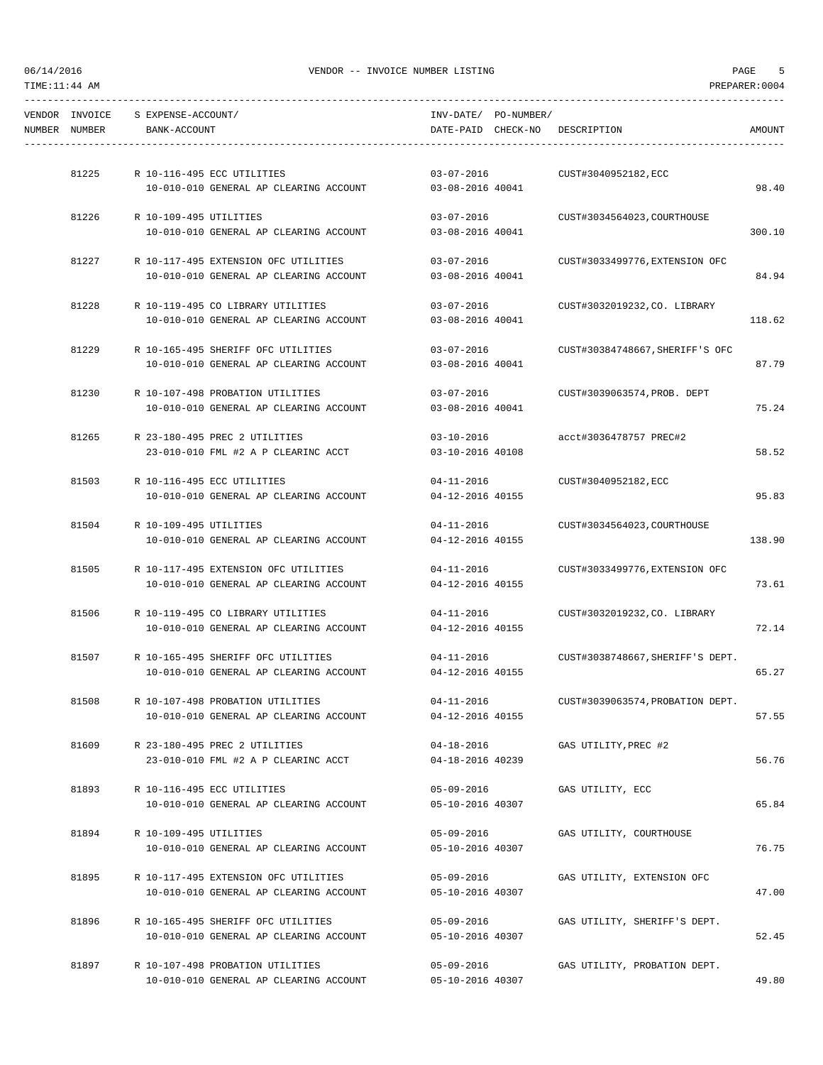| VENDOR NUMBER | INVOICE NUMBER | S | EXPENSE-ACCOUNT/ BANK-ACCOUNT | INV-DATE/ DATE-PAID | PO-NUMBER/ CHECK-NO | DESCRIPTION | AMOUNT |
|---|---|---|---|---|---|---|---|
| | 81225 | R | 10-116-495 ECC UTILITIES | 03-07-2016 | | CUST#3040952182,ECC | |
| | | | 10-010-010 GENERAL AP CLEARING ACCOUNT | 03-08-2016 | 40041 | | 98.40 |
| | 81226 | R | 10-109-495 UTILITIES | 03-07-2016 | | CUST#3034564023,COURTHOUSE | |
| | | | 10-010-010 GENERAL AP CLEARING ACCOUNT | 03-08-2016 | 40041 | | 300.10 |
| | 81227 | R | 10-117-495 EXTENSION OFC UTILITIES | 03-07-2016 | | CUST#3033499776,EXTENSION OFC | |
| | | | 10-010-010 GENERAL AP CLEARING ACCOUNT | 03-08-2016 | 40041 | | 84.94 |
| | 81228 | R | 10-119-495 CO LIBRARY UTILITIES | 03-07-2016 | | CUST#3032019232,CO. LIBRARY | |
| | | | 10-010-010 GENERAL AP CLEARING ACCOUNT | 03-08-2016 | 40041 | | 118.62 |
| | 81229 | R | 10-165-495 SHERIFF OFC UTILITIES | 03-07-2016 | | CUST#30384748667,SHERIFF'S OFC | |
| | | | 10-010-010 GENERAL AP CLEARING ACCOUNT | 03-08-2016 | 40041 | | 87.79 |
| | 81230 | R | 10-107-498 PROBATION UTILITIES | 03-07-2016 | | CUST#3039063574,PROB. DEPT | |
| | | | 10-010-010 GENERAL AP CLEARING ACCOUNT | 03-08-2016 | 40041 | | 75.24 |
| | 81265 | R | 23-180-495 PREC 2 UTILITIES | 03-10-2016 | | acct#3036478757 PREC#2 | |
| | | | 23-010-010 FML #2 A P CLEARINC ACCT | 03-10-2016 | 40108 | | 58.52 |
| | 81503 | R | 10-116-495 ECC UTILITIES | 04-11-2016 | | CUST#3040952182,ECC | |
| | | | 10-010-010 GENERAL AP CLEARING ACCOUNT | 04-12-2016 | 40155 | | 95.83 |
| | 81504 | R | 10-109-495 UTILITIES | 04-11-2016 | | CUST#3034564023,COURTHOUSE | |
| | | | 10-010-010 GENERAL AP CLEARING ACCOUNT | 04-12-2016 | 40155 | | 138.90 |
| | 81505 | R | 10-117-495 EXTENSION OFC UTILITIES | 04-11-2016 | | CUST#3033499776,EXTENSION OFC | |
| | | | 10-010-010 GENERAL AP CLEARING ACCOUNT | 04-12-2016 | 40155 | | 73.61 |
| | 81506 | R | 10-119-495 CO LIBRARY UTILITIES | 04-11-2016 | | CUST#3032019232,CO. LIBRARY | |
| | | | 10-010-010 GENERAL AP CLEARING ACCOUNT | 04-12-2016 | 40155 | | 72.14 |
| | 81507 | R | 10-165-495 SHERIFF OFC UTILITIES | 04-11-2016 | | CUST#3038748667,SHERIFF'S DEPT. | |
| | | | 10-010-010 GENERAL AP CLEARING ACCOUNT | 04-12-2016 | 40155 | | 65.27 |
| | 81508 | R | 10-107-498 PROBATION UTILITIES | 04-11-2016 | | CUST#3039063574,PROBATION DEPT. | |
| | | | 10-010-010 GENERAL AP CLEARING ACCOUNT | 04-12-2016 | 40155 | | 57.55 |
| | 81609 | R | 23-180-495 PREC 2 UTILITIES | 04-18-2016 | | GAS UTILITY,PREC #2 | |
| | | | 23-010-010 FML #2 A P CLEARINC ACCT | 04-18-2016 | 40239 | | 56.76 |
| | 81893 | R | 10-116-495 ECC UTILITIES | 05-09-2016 | | GAS UTILITY, ECC | |
| | | | 10-010-010 GENERAL AP CLEARING ACCOUNT | 05-10-2016 | 40307 | | 65.84 |
| | 81894 | R | 10-109-495 UTILITIES | 05-09-2016 | | GAS UTILITY, COURTHOUSE | |
| | | | 10-010-010 GENERAL AP CLEARING ACCOUNT | 05-10-2016 | 40307 | | 76.75 |
| | 81895 | R | 10-117-495 EXTENSION OFC UTILITIES | 05-09-2016 | | GAS UTILITY, EXTENSION OFC | |
| | | | 10-010-010 GENERAL AP CLEARING ACCOUNT | 05-10-2016 | 40307 | | 47.00 |
| | 81896 | R | 10-165-495 SHERIFF OFC UTILITIES | 05-09-2016 | | GAS UTILITY, SHERIFF'S DEPT. | |
| | | | 10-010-010 GENERAL AP CLEARING ACCOUNT | 05-10-2016 | 40307 | | 52.45 |
| | 81897 | R | 10-107-498 PROBATION UTILITIES | 05-09-2016 | | GAS UTILITY, PROBATION DEPT. | |
| | | | 10-010-010 GENERAL AP CLEARING ACCOUNT | 05-10-2016 | 40307 | | 49.80 |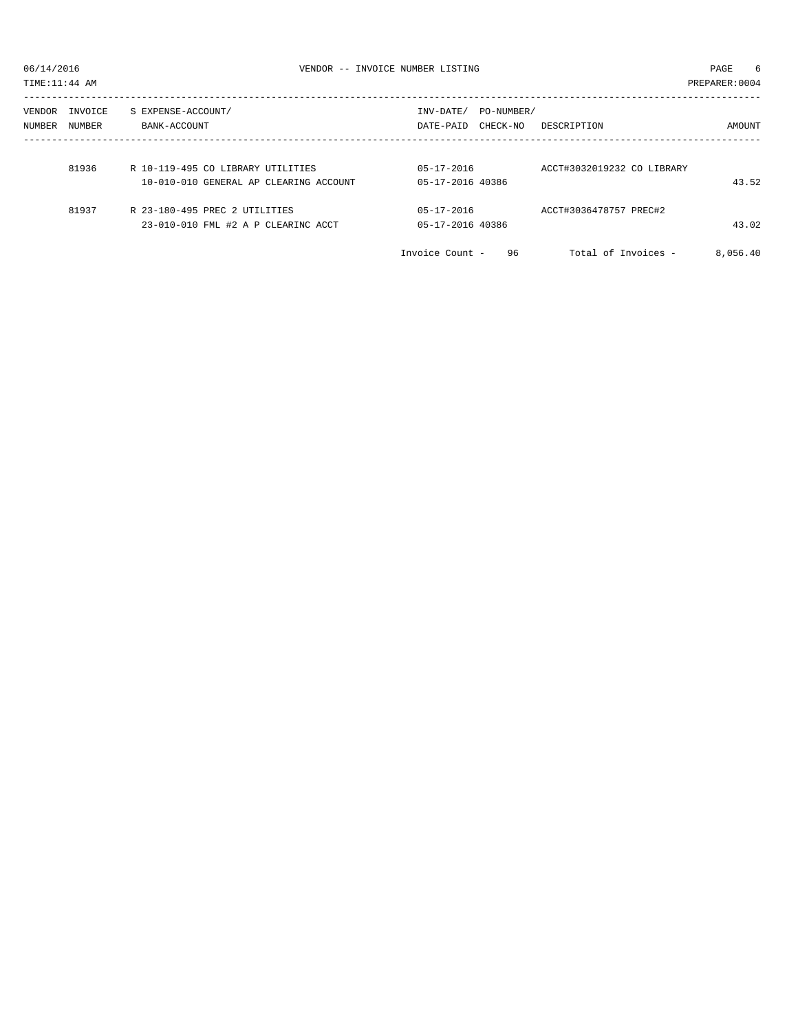VENDOR -- INVOICE NUMBER LISTING

TIME:11:44 AM PREPARER:0004

| VENDOR NUMBER | INVOICE NUMBER | S EXPENSE-ACCOUNT/ BANK-ACCOUNT | INV-DATE/ DATE-PAID | PO-NUMBER/ CHECK-NO | DESCRIPTION | AMOUNT |
|---|---|---|---|---|---|---|
| | 81936 | R 10-119-495 CO LIBRARY UTILITIES | 05-17-2016 | | ACCT#3032019232 CO LIBRARY | |
| | | 10-010-010 GENERAL AP CLEARING ACCOUNT | 05-17-2016 | 40386 | | 43.52 |
| | 81937 | R 23-180-495 PREC 2 UTILITIES | 05-17-2016 | | ACCT#3036478757 PREC#2 | |
| | | 23-010-010 FML #2 A P CLEARINC ACCT | 05-17-2016 | 40386 | | 43.02 |

Invoice Count - 96 Total of Invoices - 8,056.40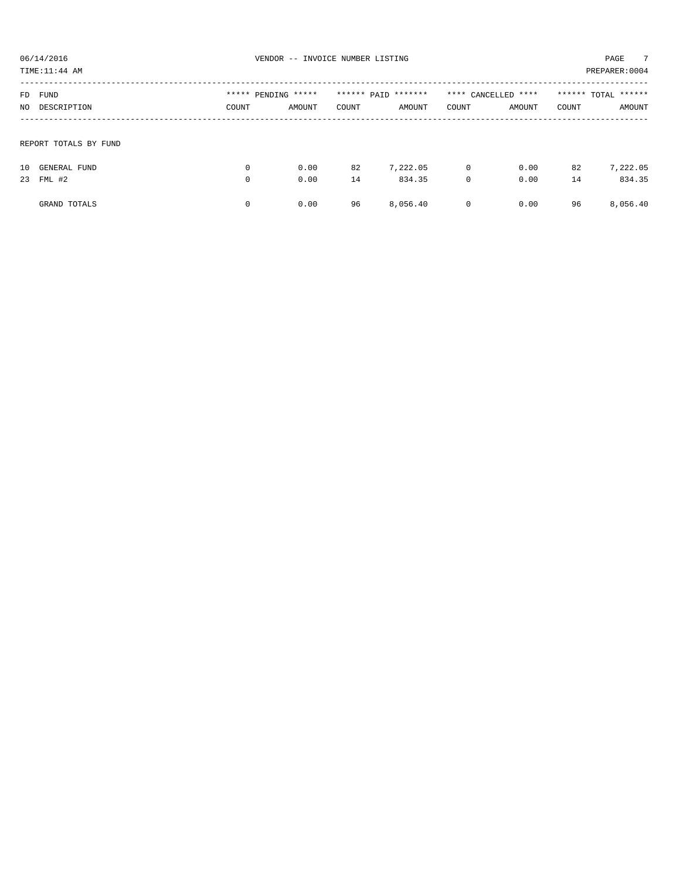VENDOR -- INVOICE NUMBER LISTING

06/14/2016
TIME:11:44 AM
PREPARER:0004

REPORT TOTALS BY FUND

| FD NO | FUND DESCRIPTION | ***** PENDING ***** COUNT | AMOUNT | ****** PAID ******* COUNT | AMOUNT | **** CANCELLED **** COUNT | AMOUNT | ****** TOTAL ****** COUNT | AMOUNT |
|---|---|---|---|---|---|---|---|---|---|
| 10 | GENERAL FUND | 0 | 0.00 | 82 | 7,222.05 | 0 | 0.00 | 82 | 7,222.05 |
| 23 | FML #2 | 0 | 0.00 | 14 | 834.35 | 0 | 0.00 | 14 | 834.35 |
| | GRAND TOTALS | 0 | 0.00 | 96 | 8,056.40 | 0 | 0.00 | 96 | 8,056.40 |